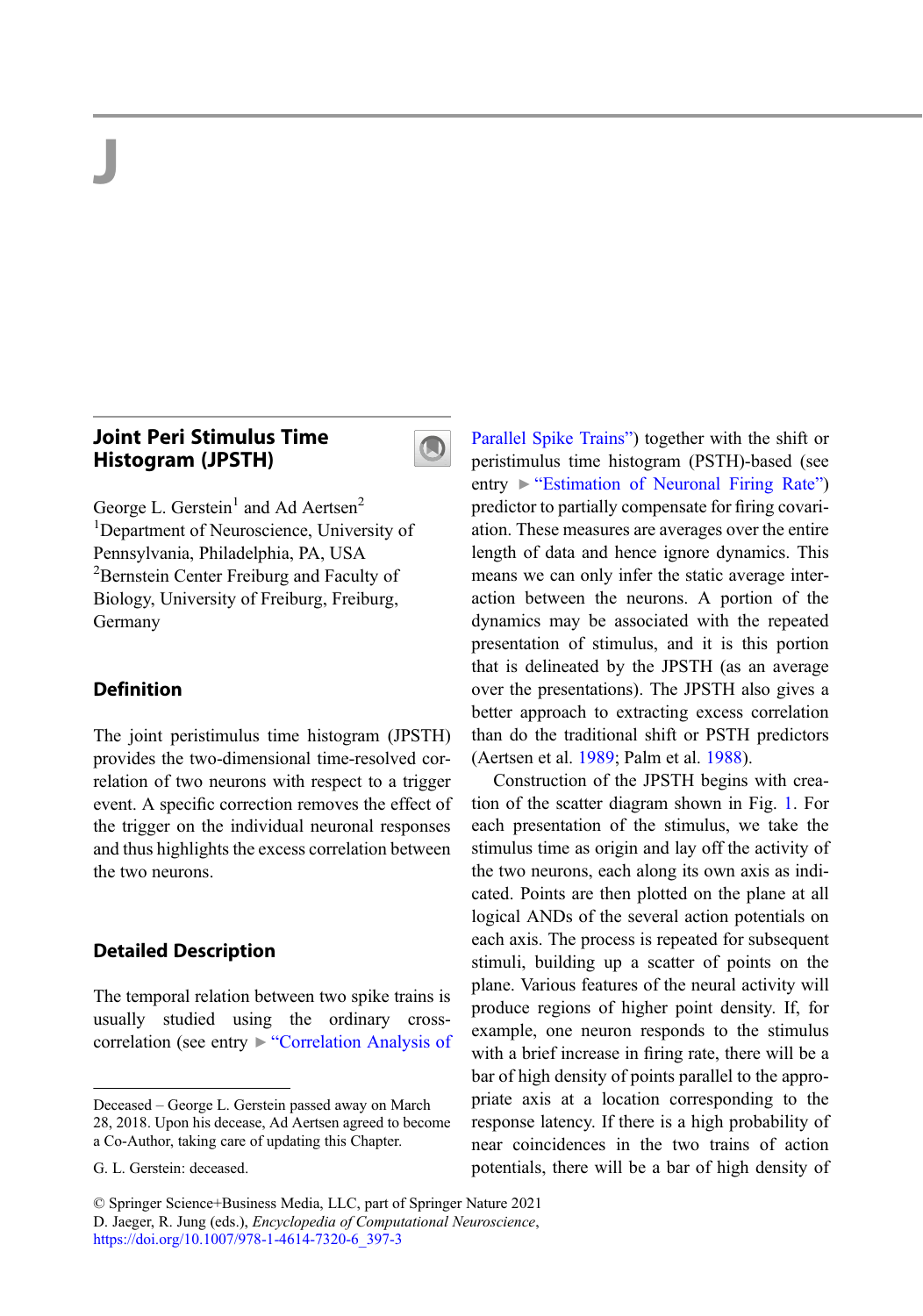# J

## Joint Peri Stimulus Time Histogram (JPSTH)

George L. Gerstein[1] and Ad Aertsen[2]

[1]Department of Neuroscience, University of Pennsylvania, Philadelphia, PA, USA

[2]Bernstein Center Freiburg and Faculty of Biology, University of Freiburg, Freiburg, Germany

### Definition

The joint peristimulus time histogram (JPSTH) provides the two-dimensional time-resolved correlation of two neurons with respect to a trigger event. A specific correction removes the effect of the trigger on the individual neuronal responses and thus highlights the excess correlation between the two neurons.

### Detailed Description

The temporal relation between two spike trains is usually studied using the ordinary cross-correlation (see entry ► "Correlation Analysis of Parallel Spike Trains") together with the shift or peristimulus time histogram (PSTH)-based (see entry ► "Estimation of Neuronal Firing Rate") predictor to partially compensate for firing covariation. These measures are averages over the entire length of data and hence ignore dynamics. This means we can only infer the static average interaction between the neurons. A portion of the dynamics may be associated with the repeated presentation of stimulus, and it is this portion that is delineated by the JPSTH (as an average over the presentations). The JPSTH also gives a better approach to extracting excess correlation than do the traditional shift or PSTH predictors (Aertsen et al. 1989; Palm et al. 1988).

Construction of the JPSTH begins with creation of the scatter diagram shown in Fig. 1. For each presentation of the stimulus, we take the stimulus time as origin and lay off the activity of the two neurons, each along its own axis as indicated. Points are then plotted on the plane at all logical ANDs of the several action potentials on each axis. The process is repeated for subsequent stimuli, building up a scatter of points on the plane. Various features of the neural activity will produce regions of higher point density. If, for example, one neuron responds to the stimulus with a brief increase in firing rate, there will be a bar of high density of points parallel to the appropriate axis at a location corresponding to the response latency. If there is a high probability of near coincidences in the two trains of action potentials, there will be a bar of high density of

---

Deceased – George L. Gerstein passed away on March 28, 2018. Upon his decease, Ad Aertsen agreed to become a Co-Author, taking care of updating this Chapter.

G. L. Gerstein: deceased.

© Springer Science+Business Media, LLC, part of Springer Nature 2021
D. Jaeger, R. Jung (eds.), *Encyclopedia of Computational Neuroscience*,
https://doi.org/10.1007/978-1-4614-7320-6_397-3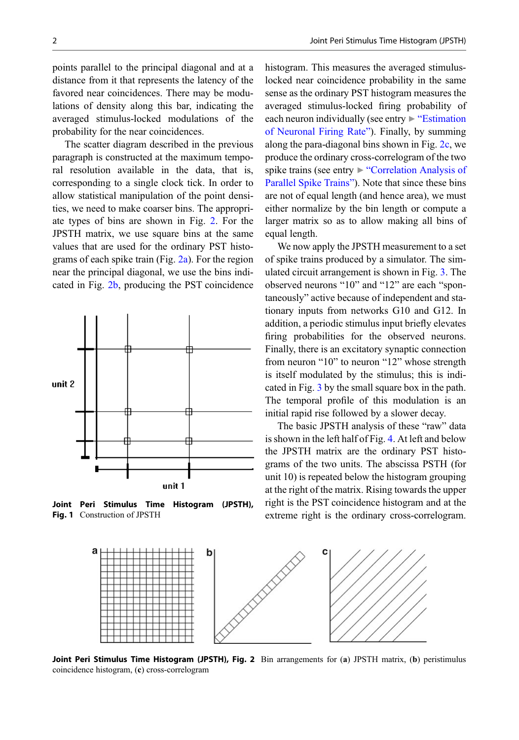points parallel to the principal diagonal and at a distance from it that represents the latency of the favored near coincidences. There may be modulations of density along this bar, indicating the averaged stimulus-locked modulations of the probability for the near coincidences.

The scatter diagram described in the previous paragraph is constructed at the maximum temporal resolution available in the data, that is, corresponding to a single clock tick. In order to allow statistical manipulation of the point densities, we need to make coarser bins. The appropriate types of bins are shown in Fig. 2. For the JPSTH matrix, we use square bins at the same values that are used for the ordinary PST histograms of each spike train (Fig. 2a). For the region near the principal diagonal, we use the bins indicated in Fig. 2b, producing the PST coincidence histogram. This measures the averaged stimulus-locked near coincidence probability in the same sense as the ordinary PST histogram measures the averaged stimulus-locked firing probability of each neuron individually (see entry ► "Estimation of Neuronal Firing Rate"). Finally, by summing along the para-diagonal bins shown in Fig. 2c, we produce the ordinary cross-correlogram of the two spike trains (see entry ► "Correlation Analysis of Parallel Spike Trains"). Note that since these bins are not of equal length (and hence area), we must either normalize by the bin length or compute a larger matrix so as to allow making all bins of equal length.

**Joint Peri Stimulus Time Histogram (JPSTH), Fig. 1** Construction of JPSTH

We now apply the JPSTH measurement to a set of spike trains produced by a simulator. The simulated circuit arrangement is shown in Fig. 3. The observed neurons "10" and "12" are each "spontaneously" active because of independent and stationary inputs from networks G10 and G12. In addition, a periodic stimulus input briefly elevates firing probabilities for the observed neurons. Finally, there is an excitatory synaptic connection from neuron "10" to neuron "12" whose strength is itself modulated by the stimulus; this is indicated in Fig. 3 by the small square box in the path. The temporal profile of this modulation is an initial rapid rise followed by a slower decay.

The basic JPSTH analysis of these "raw" data is shown in the left half of Fig. 4. At left and below the JPSTH matrix are the ordinary PST histograms of the two units. The abscissa PSTH (for unit 10) is repeated below the histogram grouping at the right of the matrix. Rising towards the upper right is the PST coincidence histogram and at the extreme right is the ordinary cross-correlogram.

**Joint Peri Stimulus Time Histogram (JPSTH), Fig. 2** Bin arrangements for (**a**) JPSTH matrix, (**b**) peristimulus coincidence histogram, (**c**) cross-correlogram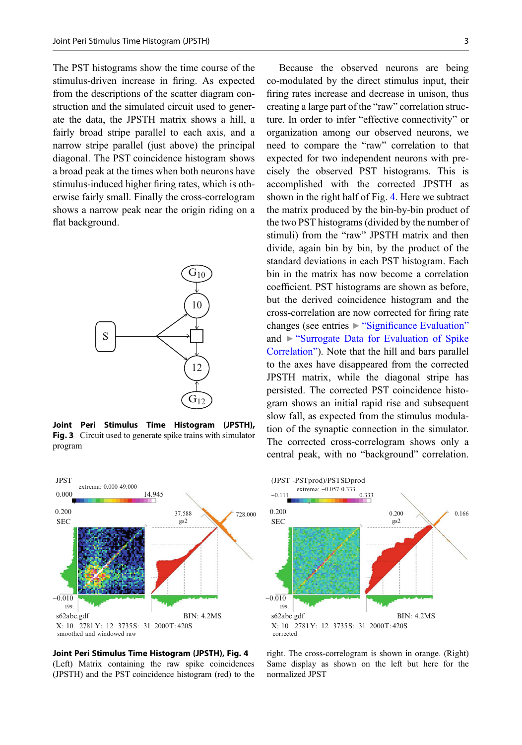The PST histograms show the time course of the stimulus-driven increase in firing. As expected from the descriptions of the scatter diagram construction and the simulated circuit used to generate the data, the JPSTH matrix shows a hill, a fairly broad stripe parallel to each axis, and a narrow stripe parallel (just above) the principal diagonal. The PST coincidence histogram shows a broad peak at the times when both neurons have stimulus-induced higher firing rates, which is otherwise fairly small. Finally the cross-correlogram shows a narrow peak near the origin riding on a flat background.

**Joint Peri Stimulus Time Histogram (JPSTH), Fig. 3** Circuit used to generate spike trains with simulator program

Because the observed neurons are being co-modulated by the direct stimulus input, their firing rates increase and decrease in unison, thus creating a large part of the "raw" correlation structure. In order to infer "effective connectivity" or organization among our observed neurons, we need to compare the "raw" correlation to that expected for two independent neurons with precisely the observed PST histograms. This is accomplished with the corrected JPSTH as shown in the right half of Fig. 4. Here we subtract the matrix produced by the bin-by-bin product of the two PST histograms (divided by the number of stimuli) from the "raw" JPSTH matrix and then divide, again bin by bin, by the product of the standard deviations in each PST histogram. Each bin in the matrix has now become a correlation coefficient. PST histograms are shown as before, but the derived coincidence histogram and the cross-correlation are now corrected for firing rate changes (see entries ▶ "Significance Evaluation" and ▶ "Surrogate Data for Evaluation of Spike Correlation"). Note that the hill and bars parallel to the axes have disappeared from the corrected JPSTH matrix, while the diagonal stripe has persisted. The corrected PST coincidence histogram shows an initial rapid rise and subsequent slow fall, as expected from the stimulus modulation of the synaptic connection in the simulator. The corrected cross-correlogram shows only a central peak, with no "background" correlation.

**Joint Peri Stimulus Time Histogram (JPSTH), Fig. 4** (Left) Matrix containing the raw spike coincidences (JPSTH) and the PST coincidence histogram (red) to the right. The cross-correlogram is shown in orange. (Right) Same display as shown on the left but here for the normalized JPST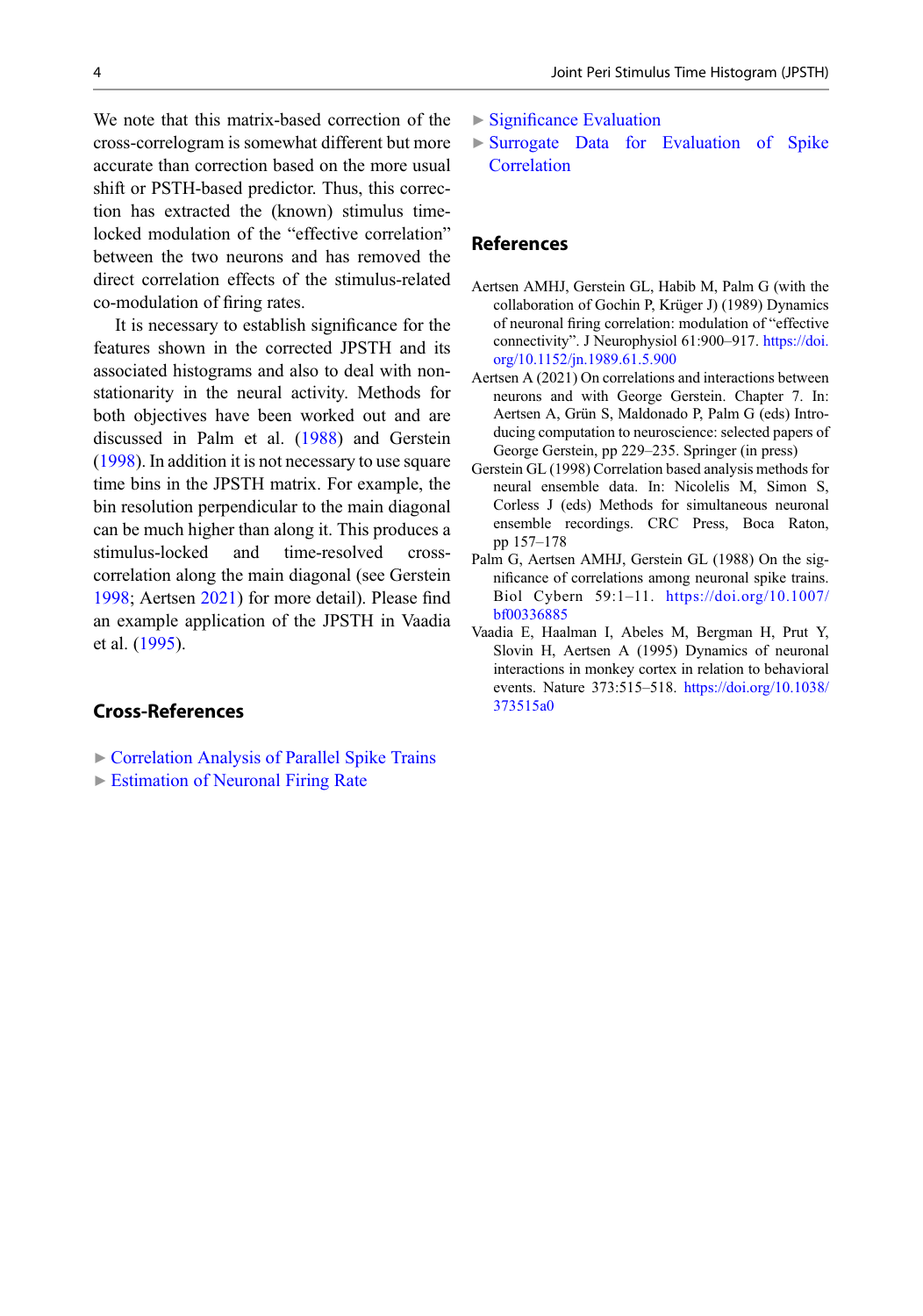We note that this matrix-based correction of the cross-correlogram is somewhat different but more accurate than correction based on the more usual shift or PSTH-based predictor. Thus, this correction has extracted the (known) stimulus time-locked modulation of the "effective correlation" between the two neurons and has removed the direct correlation effects of the stimulus-related co-modulation of firing rates.

It is necessary to establish significance for the features shown in the corrected JPSTH and its associated histograms and also to deal with non-stationarity in the neural activity. Methods for both objectives have been worked out and are discussed in Palm et al. (1988) and Gerstein (1998). In addition it is not necessary to use square time bins in the JPSTH matrix. For example, the bin resolution perpendicular to the main diagonal can be much higher than along it. This produces a stimulus-locked and time-resolved cross-correlation along the main diagonal (see Gerstein 1998; Aertsen 2021) for more detail). Please find an example application of the JPSTH in Vaadia et al. (1995).

## Cross-References

- ► Correlation Analysis of Parallel Spike Trains
- ► Estimation of Neuronal Firing Rate
- ► Significance Evaluation
- ► Surrogate Data for Evaluation of Spike Correlation

## References

Aertsen AMHJ, Gerstein GL, Habib M, Palm G (with the collaboration of Gochin P, Krüger J) (1989) Dynamics of neuronal firing correlation: modulation of "effective connectivity". J Neurophysiol 61:900–917. https://doi.org/10.1152/jn.1989.61.5.900

Aertsen A (2021) On correlations and interactions between neurons and with George Gerstein. Chapter 7. In: Aertsen A, Grün S, Maldonado P, Palm G (eds) Introducing computation to neuroscience: selected papers of George Gerstein, pp 229–235. Springer (in press)

Gerstein GL (1998) Correlation based analysis methods for neural ensemble data. In: Nicolelis M, Simon S, Corless J (eds) Methods for simultaneous neuronal ensemble recordings. CRC Press, Boca Raton, pp 157–178

Palm G, Aertsen AMHJ, Gerstein GL (1988) On the significance of correlations among neuronal spike trains. Biol Cybern 59:1–11. https://doi.org/10.1007/bf00336885

Vaadia E, Haalman I, Abeles M, Bergman H, Prut Y, Slovin H, Aertsen A (1995) Dynamics of neuronal interactions in monkey cortex in relation to behavioral events. Nature 373:515–518. https://doi.org/10.1038/373515a0